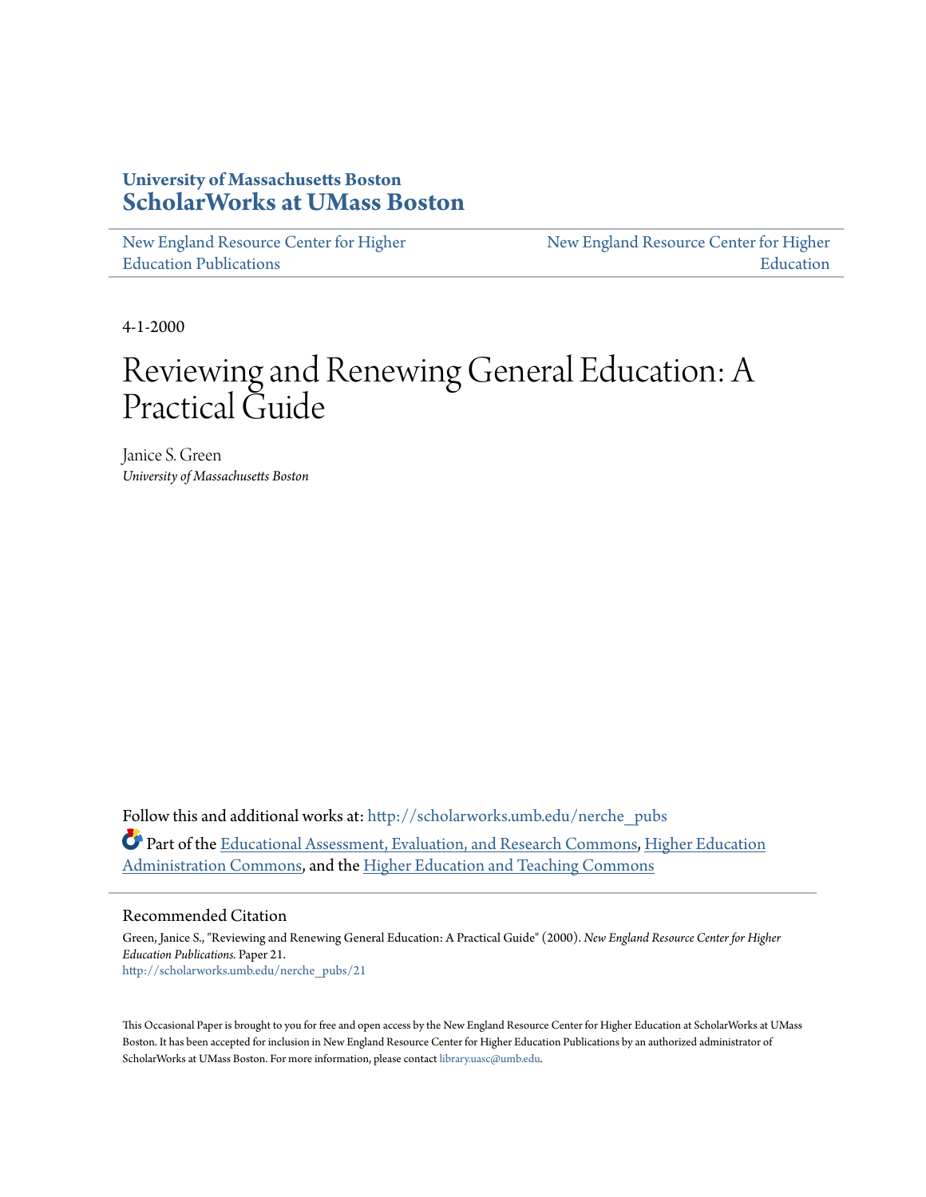University of Massachusetts Boston
**ScholarWorks at UMass Boston**

New England Resource Center for Higher Education Publications

New England Resource Center for Higher Education

4-1-2000

# Reviewing and Renewing General Education: A Practical Guide

Janice S. Green
*University of Massachusetts Boston*

Follow this and additional works at: http://scholarworks.umb.edu/nerche_pubs

Part of the Educational Assessment, Evaluation, and Research Commons, Higher Education Administration Commons, and the Higher Education and Teaching Commons

## Recommended Citation

Green, Janice S., "Reviewing and Renewing General Education: A Practical Guide" (2000). *New England Resource Center for Higher Education Publications.* Paper 21.
http://scholarworks.umb.edu/nerche_pubs/21

This Occasional Paper is brought to you for free and open access by the New England Resource Center for Higher Education at ScholarWorks at UMass Boston. It has been accepted for inclusion in New England Resource Center for Higher Education Publications by an authorized administrator of ScholarWorks at UMass Boston. For more information, please contact library.uasc@umb.edu.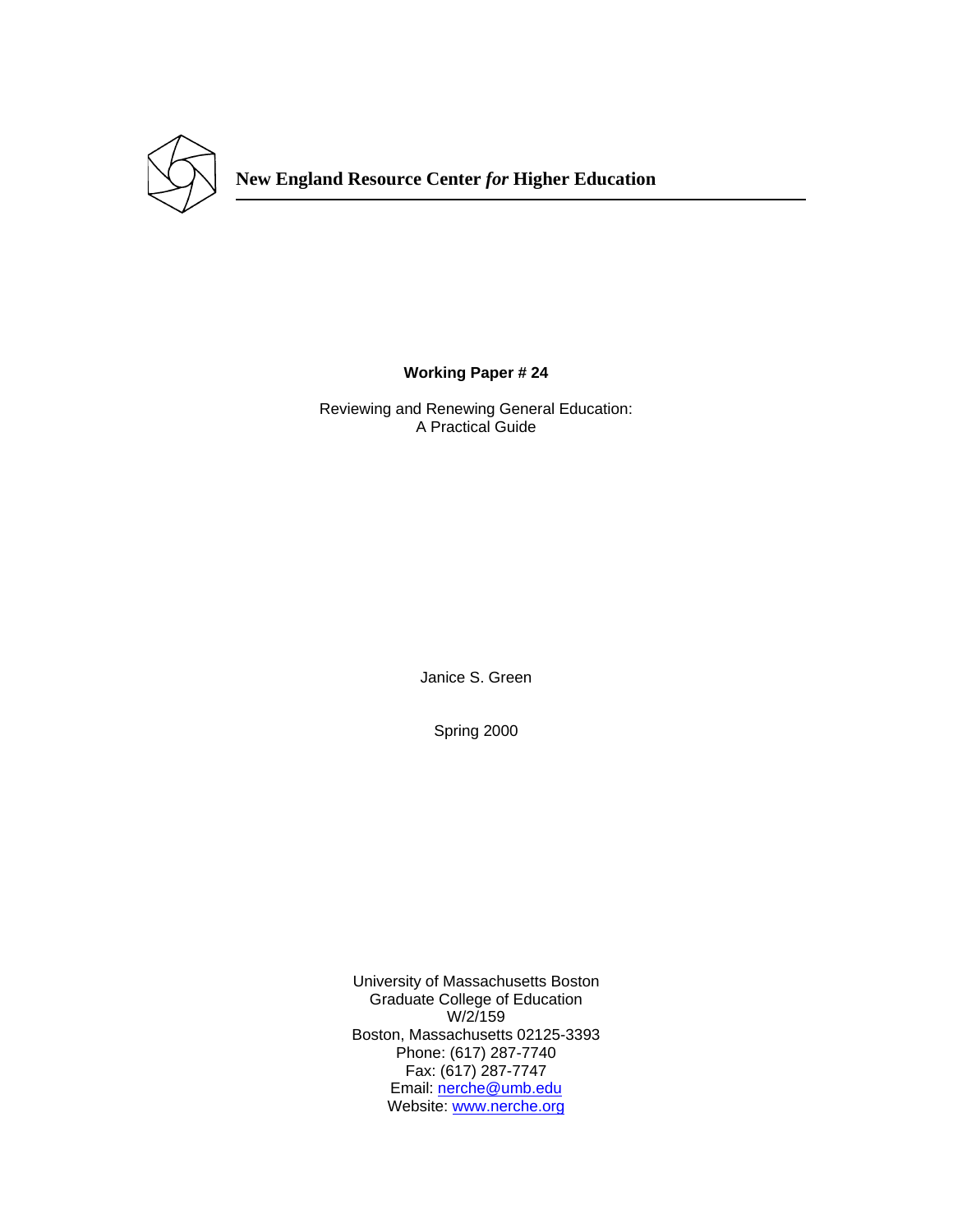**New England Resource Center *for* Higher Education**

**Working Paper # 24**

Reviewing and Renewing General Education:
A Practical Guide

Janice S. Green

Spring 2000

University of Massachusetts Boston
Graduate College of Education
W/2/159
Boston, Massachusetts 02125-3393
Phone: (617) 287-7740
Fax: (617) 287-7747
Email: nerche@umb.edu
Website: www.nerche.org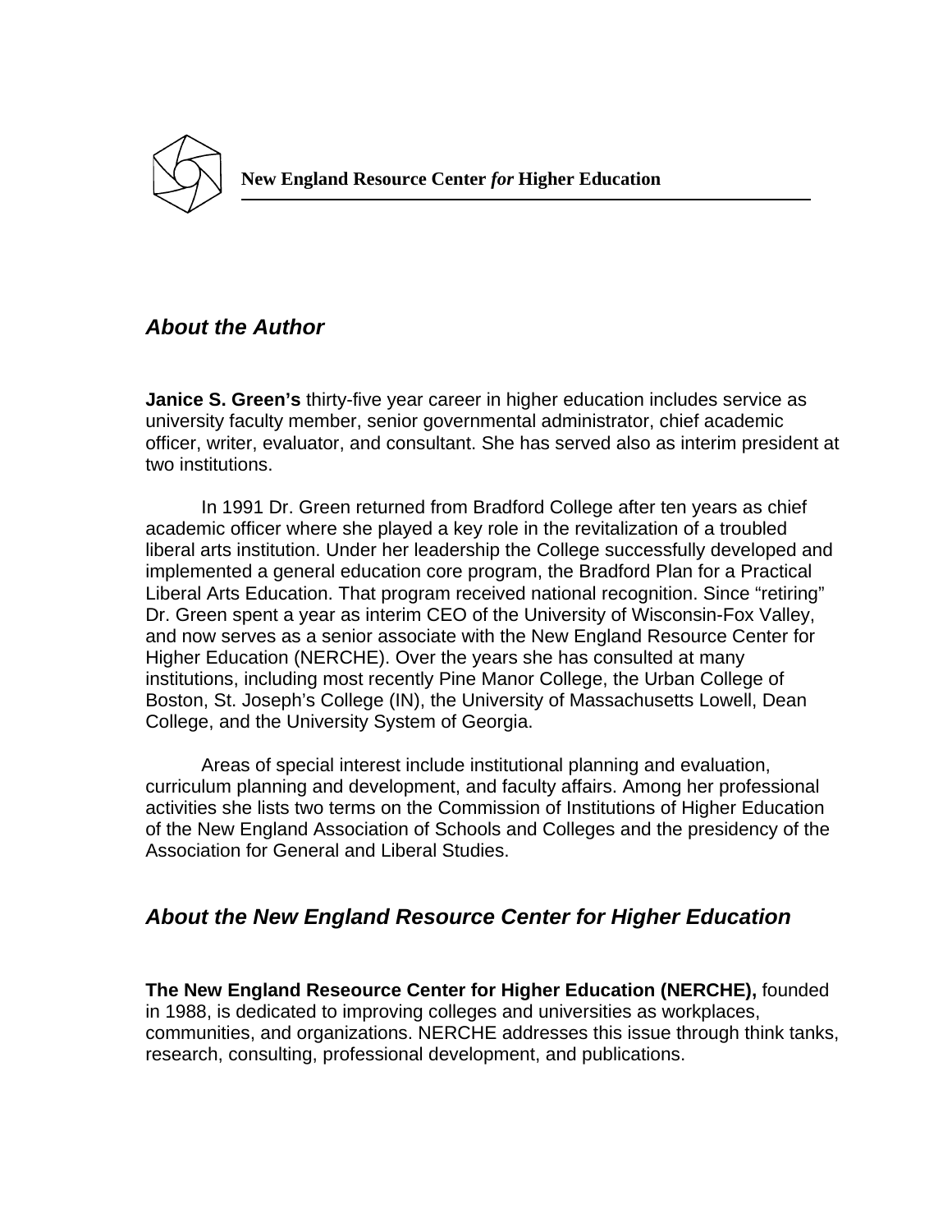**New England Resource Center *for* Higher Education**

## *About the Author*

**Janice S. Green's** thirty-five year career in higher education includes service as university faculty member, senior governmental administrator, chief academic officer, writer, evaluator, and consultant. She has served also as interim president at two institutions.

In 1991 Dr. Green returned from Bradford College after ten years as chief academic officer where she played a key role in the revitalization of a troubled liberal arts institution. Under her leadership the College successfully developed and implemented a general education core program, the Bradford Plan for a Practical Liberal Arts Education. That program received national recognition. Since "retiring" Dr. Green spent a year as interim CEO of the University of Wisconsin-Fox Valley, and now serves as a senior associate with the New England Resource Center for Higher Education (NERCHE). Over the years she has consulted at many institutions, including most recently Pine Manor College, the Urban College of Boston, St. Joseph's College (IN), the University of Massachusetts Lowell, Dean College, and the University System of Georgia.

Areas of special interest include institutional planning and evaluation, curriculum planning and development, and faculty affairs. Among her professional activities she lists two terms on the Commission of Institutions of Higher Education of the New England Association of Schools and Colleges and the presidency of the Association for General and Liberal Studies.

## *About the New England Resource Center for Higher Education*

**The New England Reseource Center for Higher Education (NERCHE),** founded in 1988, is dedicated to improving colleges and universities as workplaces, communities, and organizations. NERCHE addresses this issue through think tanks, research, consulting, professional development, and publications.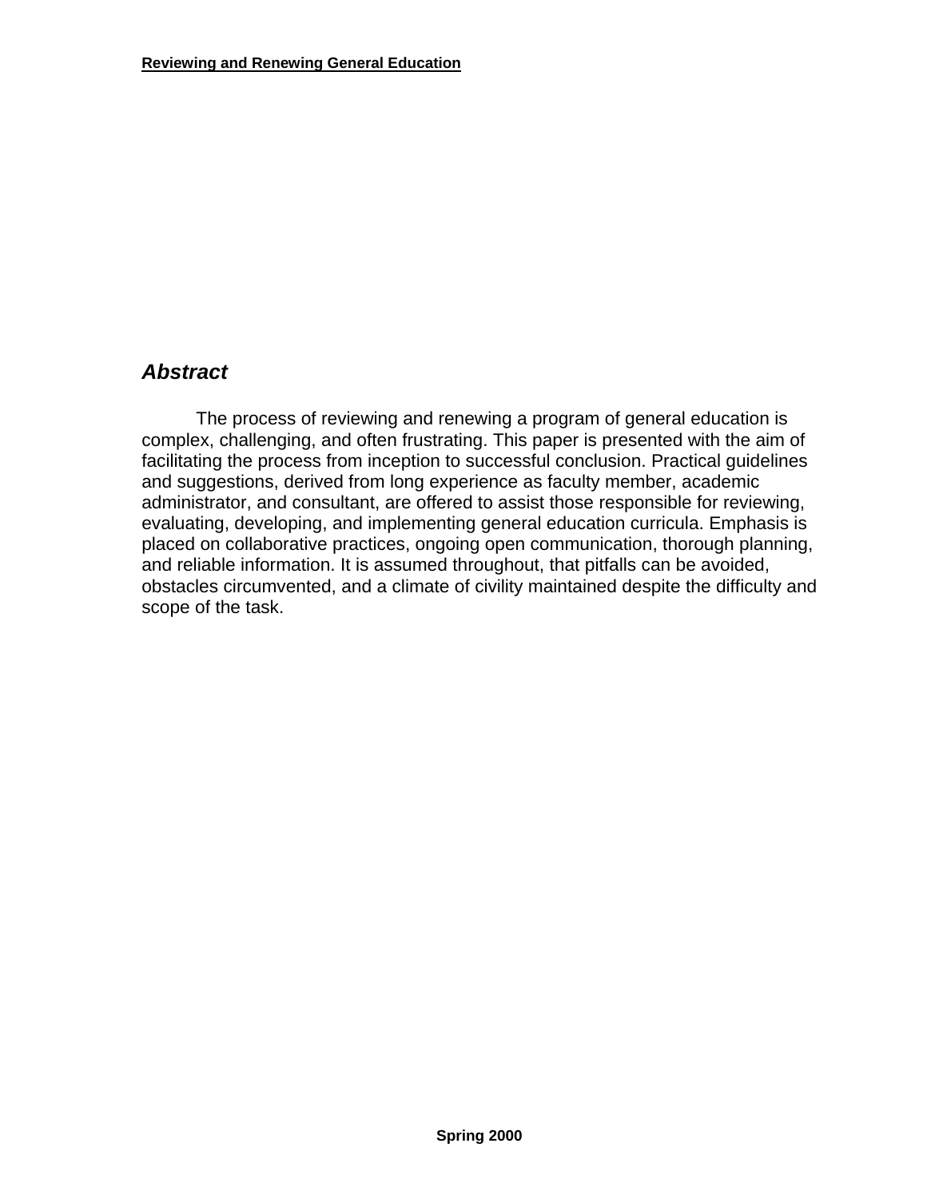## *Abstract*

The process of reviewing and renewing a program of general education is complex, challenging, and often frustrating. This paper is presented with the aim of facilitating the process from inception to successful conclusion. Practical guidelines and suggestions, derived from long experience as faculty member, academic administrator, and consultant, are offered to assist those responsible for reviewing, evaluating, developing, and implementing general education curricula. Emphasis is placed on collaborative practices, ongoing open communication, thorough planning, and reliable information. It is assumed throughout, that pitfalls can be avoided, obstacles circumvented, and a climate of civility maintained despite the difficulty and scope of the task.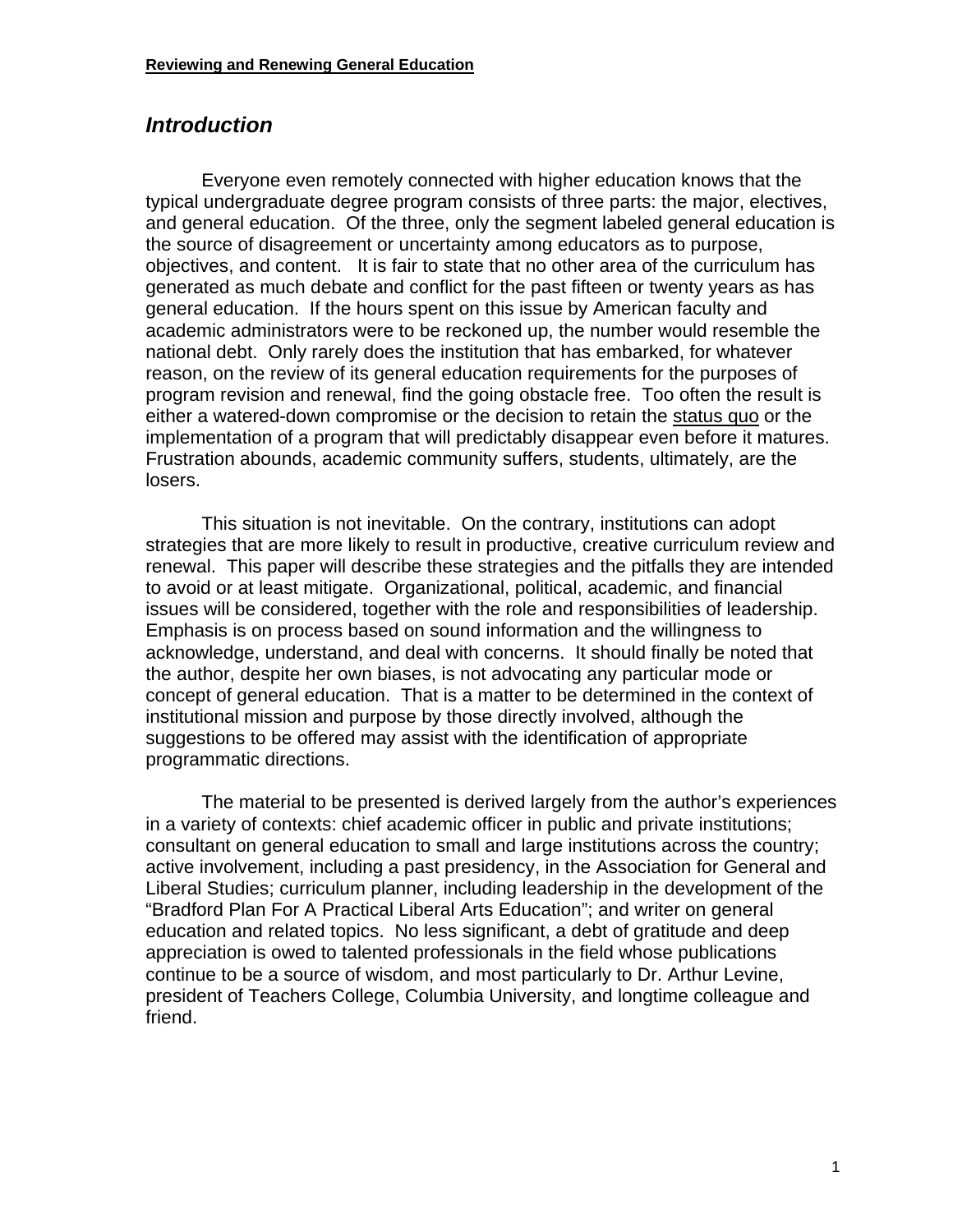## *Introduction*

Everyone even remotely connected with higher education knows that the typical undergraduate degree program consists of three parts: the major, electives, and general education. Of the three, only the segment labeled general education is the source of disagreement or uncertainty among educators as to purpose, objectives, and content. It is fair to state that no other area of the curriculum has generated as much debate and conflict for the past fifteen or twenty years as has general education. If the hours spent on this issue by American faculty and academic administrators were to be reckoned up, the number would resemble the national debt. Only rarely does the institution that has embarked, for whatever reason, on the review of its general education requirements for the purposes of program revision and renewal, find the going obstacle free. Too often the result is either a watered-down compromise or the decision to retain the status quo or the implementation of a program that will predictably disappear even before it matures. Frustration abounds, academic community suffers, students, ultimately, are the losers.

This situation is not inevitable. On the contrary, institutions can adopt strategies that are more likely to result in productive, creative curriculum review and renewal. This paper will describe these strategies and the pitfalls they are intended to avoid or at least mitigate. Organizational, political, academic, and financial issues will be considered, together with the role and responsibilities of leadership. Emphasis is on process based on sound information and the willingness to acknowledge, understand, and deal with concerns. It should finally be noted that the author, despite her own biases, is not advocating any particular mode or concept of general education. That is a matter to be determined in the context of institutional mission and purpose by those directly involved, although the suggestions to be offered may assist with the identification of appropriate programmatic directions.

The material to be presented is derived largely from the author's experiences in a variety of contexts: chief academic officer in public and private institutions; consultant on general education to small and large institutions across the country; active involvement, including a past presidency, in the Association for General and Liberal Studies; curriculum planner, including leadership in the development of the "Bradford Plan For A Practical Liberal Arts Education"; and writer on general education and related topics. No less significant, a debt of gratitude and deep appreciation is owed to talented professionals in the field whose publications continue to be a source of wisdom, and most particularly to Dr. Arthur Levine, president of Teachers College, Columbia University, and longtime colleague and friend.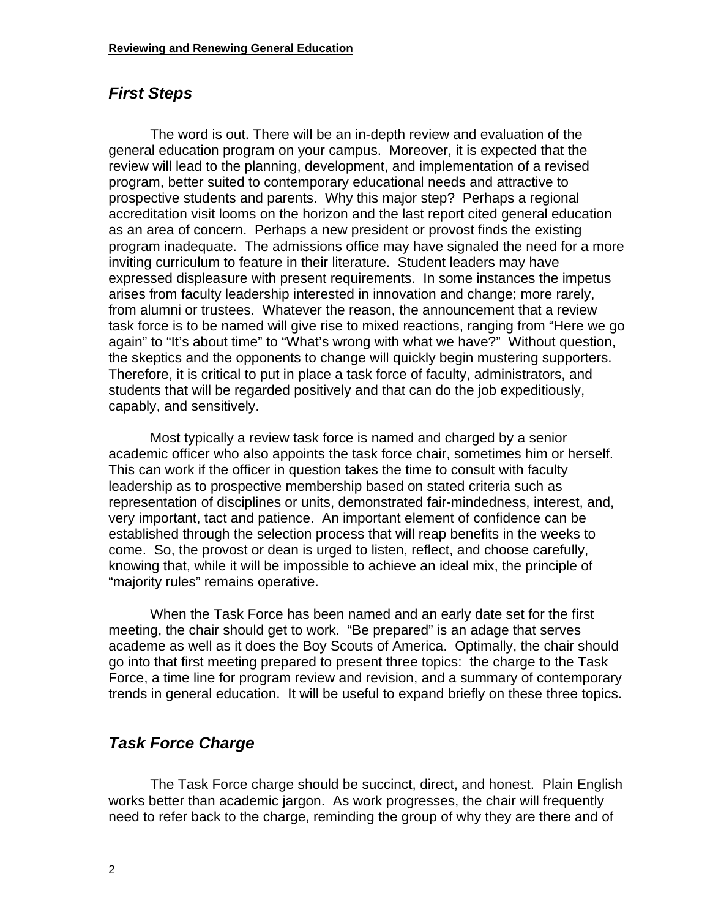## *First Steps*

The word is out. There will be an in-depth review and evaluation of the general education program on your campus. Moreover, it is expected that the review will lead to the planning, development, and implementation of a revised program, better suited to contemporary educational needs and attractive to prospective students and parents. Why this major step? Perhaps a regional accreditation visit looms on the horizon and the last report cited general education as an area of concern. Perhaps a new president or provost finds the existing program inadequate. The admissions office may have signaled the need for a more inviting curriculum to feature in their literature. Student leaders may have expressed displeasure with present requirements. In some instances the impetus arises from faculty leadership interested in innovation and change; more rarely, from alumni or trustees. Whatever the reason, the announcement that a review task force is to be named will give rise to mixed reactions, ranging from "Here we go again" to "It's about time" to "What's wrong with what we have?" Without question, the skeptics and the opponents to change will quickly begin mustering supporters. Therefore, it is critical to put in place a task force of faculty, administrators, and students that will be regarded positively and that can do the job expeditiously, capably, and sensitively.

Most typically a review task force is named and charged by a senior academic officer who also appoints the task force chair, sometimes him or herself. This can work if the officer in question takes the time to consult with faculty leadership as to prospective membership based on stated criteria such as representation of disciplines or units, demonstrated fair-mindedness, interest, and, very important, tact and patience. An important element of confidence can be established through the selection process that will reap benefits in the weeks to come. So, the provost or dean is urged to listen, reflect, and choose carefully, knowing that, while it will be impossible to achieve an ideal mix, the principle of "majority rules" remains operative.

When the Task Force has been named and an early date set for the first meeting, the chair should get to work. "Be prepared" is an adage that serves academe as well as it does the Boy Scouts of America. Optimally, the chair should go into that first meeting prepared to present three topics: the charge to the Task Force, a time line for program review and revision, and a summary of contemporary trends in general education. It will be useful to expand briefly on these three topics.

## *Task Force Charge*

The Task Force charge should be succinct, direct, and honest. Plain English works better than academic jargon. As work progresses, the chair will frequently need to refer back to the charge, reminding the group of why they are there and of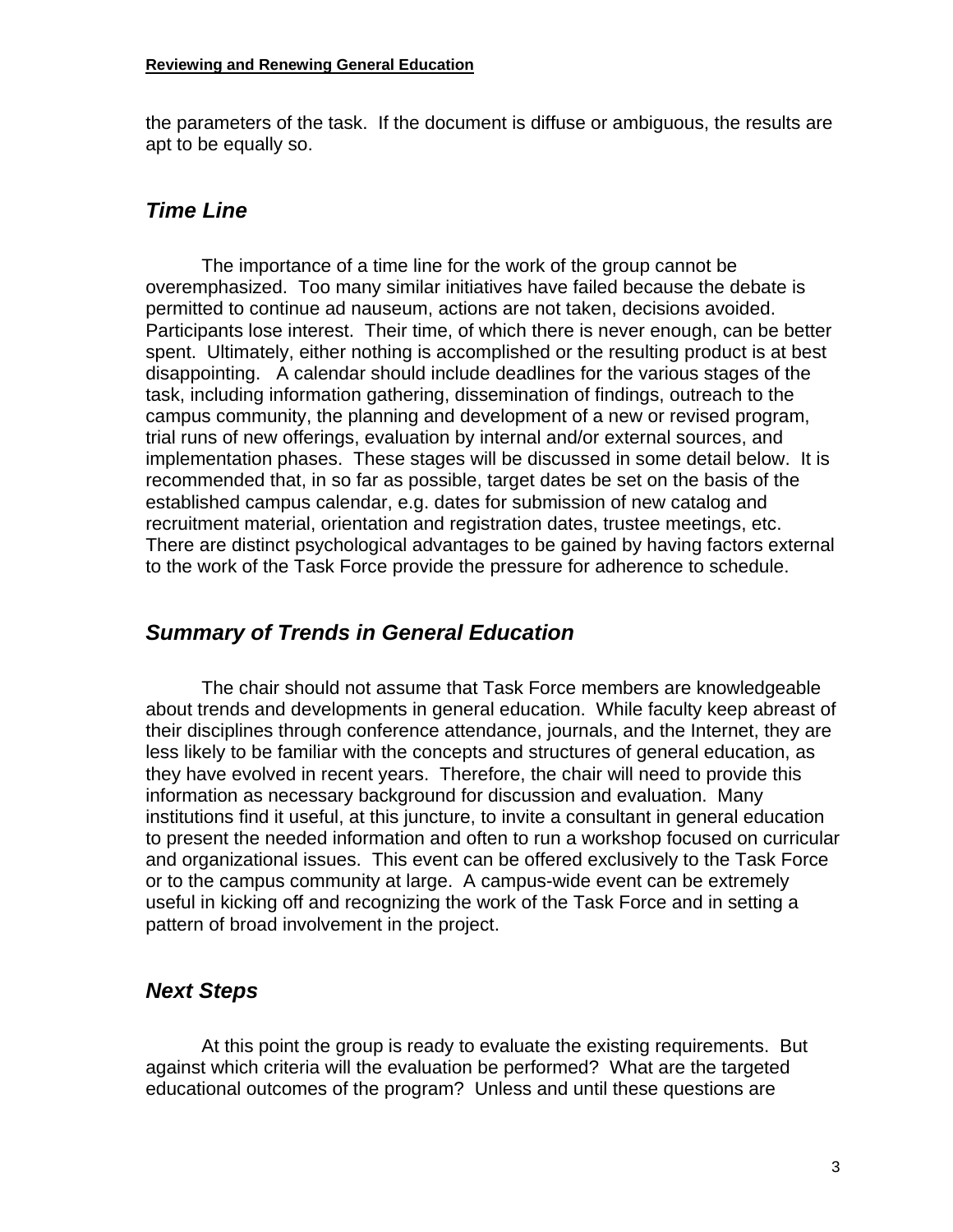the parameters of the task. If the document is diffuse or ambiguous, the results are apt to be equally so.

## *Time Line*

The importance of a time line for the work of the group cannot be overemphasized. Too many similar initiatives have failed because the debate is permitted to continue ad nauseum, actions are not taken, decisions avoided. Participants lose interest. Their time, of which there is never enough, can be better spent. Ultimately, either nothing is accomplished or the resulting product is at best disappointing. A calendar should include deadlines for the various stages of the task, including information gathering, dissemination of findings, outreach to the campus community, the planning and development of a new or revised program, trial runs of new offerings, evaluation by internal and/or external sources, and implementation phases. These stages will be discussed in some detail below. It is recommended that, in so far as possible, target dates be set on the basis of the established campus calendar, e.g. dates for submission of new catalog and recruitment material, orientation and registration dates, trustee meetings, etc. There are distinct psychological advantages to be gained by having factors external to the work of the Task Force provide the pressure for adherence to schedule.

## *Summary of Trends in General Education*

The chair should not assume that Task Force members are knowledgeable about trends and developments in general education. While faculty keep abreast of their disciplines through conference attendance, journals, and the Internet, they are less likely to be familiar with the concepts and structures of general education, as they have evolved in recent years. Therefore, the chair will need to provide this information as necessary background for discussion and evaluation. Many institutions find it useful, at this juncture, to invite a consultant in general education to present the needed information and often to run a workshop focused on curricular and organizational issues. This event can be offered exclusively to the Task Force or to the campus community at large. A campus-wide event can be extremely useful in kicking off and recognizing the work of the Task Force and in setting a pattern of broad involvement in the project.

## *Next Steps*

At this point the group is ready to evaluate the existing requirements. But against which criteria will the evaluation be performed? What are the targeted educational outcomes of the program? Unless and until these questions are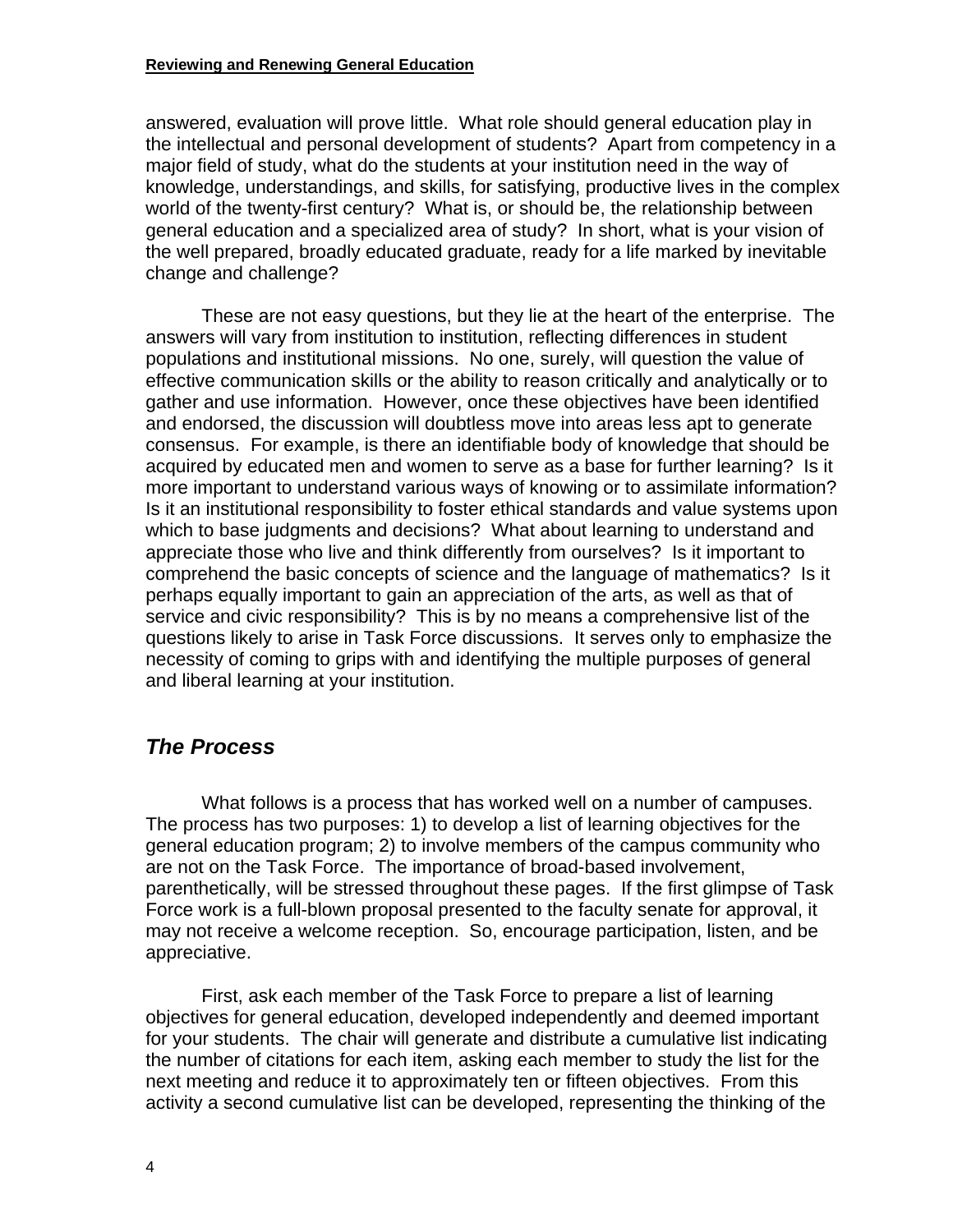answered, evaluation will prove little. What role should general education play in the intellectual and personal development of students? Apart from competency in a major field of study, what do the students at your institution need in the way of knowledge, understandings, and skills, for satisfying, productive lives in the complex world of the twenty-first century? What is, or should be, the relationship between general education and a specialized area of study? In short, what is your vision of the well prepared, broadly educated graduate, ready for a life marked by inevitable change and challenge?

These are not easy questions, but they lie at the heart of the enterprise. The answers will vary from institution to institution, reflecting differences in student populations and institutional missions. No one, surely, will question the value of effective communication skills or the ability to reason critically and analytically or to gather and use information. However, once these objectives have been identified and endorsed, the discussion will doubtless move into areas less apt to generate consensus. For example, is there an identifiable body of knowledge that should be acquired by educated men and women to serve as a base for further learning? Is it more important to understand various ways of knowing or to assimilate information? Is it an institutional responsibility to foster ethical standards and value systems upon which to base judgments and decisions? What about learning to understand and appreciate those who live and think differently from ourselves? Is it important to comprehend the basic concepts of science and the language of mathematics? Is it perhaps equally important to gain an appreciation of the arts, as well as that of service and civic responsibility? This is by no means a comprehensive list of the questions likely to arise in Task Force discussions. It serves only to emphasize the necessity of coming to grips with and identifying the multiple purposes of general and liberal learning at your institution.

## *The Process*

What follows is a process that has worked well on a number of campuses. The process has two purposes: 1) to develop a list of learning objectives for the general education program; 2) to involve members of the campus community who are not on the Task Force. The importance of broad-based involvement, parenthetically, will be stressed throughout these pages. If the first glimpse of Task Force work is a full-blown proposal presented to the faculty senate for approval, it may not receive a welcome reception. So, encourage participation, listen, and be appreciative.

First, ask each member of the Task Force to prepare a list of learning objectives for general education, developed independently and deemed important for your students. The chair will generate and distribute a cumulative list indicating the number of citations for each item, asking each member to study the list for the next meeting and reduce it to approximately ten or fifteen objectives. From this activity a second cumulative list can be developed, representing the thinking of the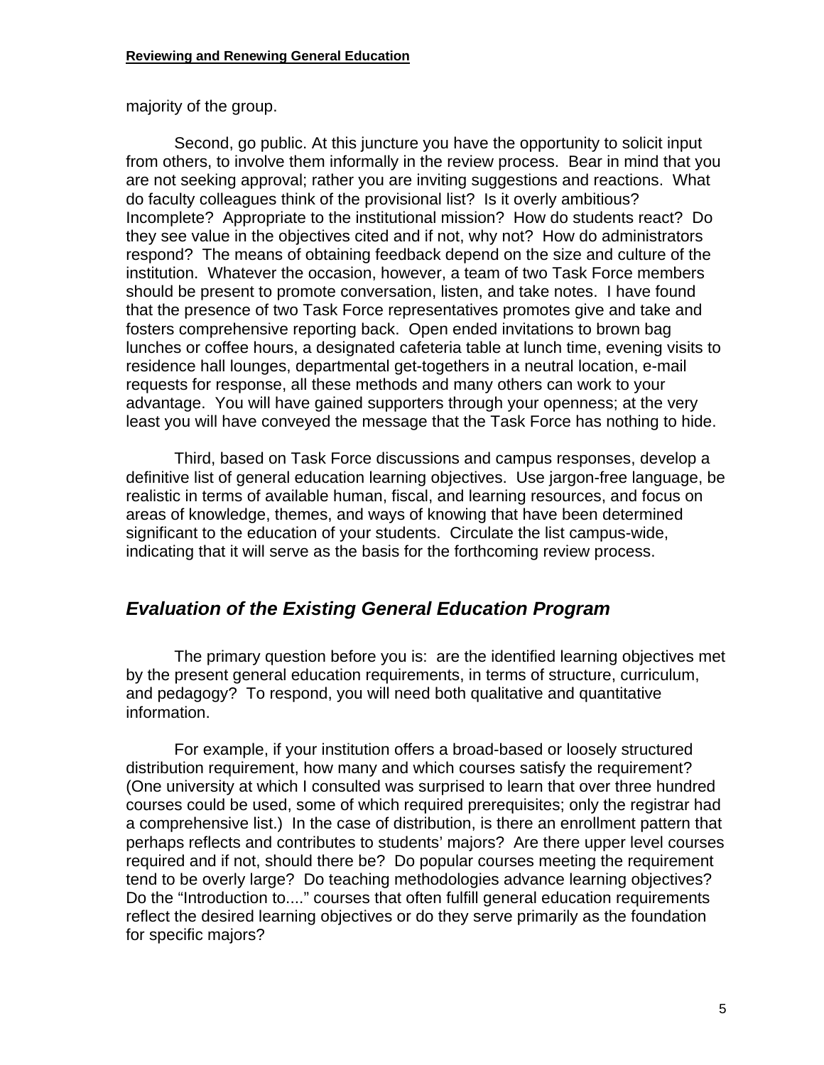majority of the group.

Second, go public. At this juncture you have the opportunity to solicit input from others, to involve them informally in the review process. Bear in mind that you are not seeking approval; rather you are inviting suggestions and reactions. What do faculty colleagues think of the provisional list? Is it overly ambitious? Incomplete? Appropriate to the institutional mission? How do students react? Do they see value in the objectives cited and if not, why not? How do administrators respond? The means of obtaining feedback depend on the size and culture of the institution. Whatever the occasion, however, a team of two Task Force members should be present to promote conversation, listen, and take notes. I have found that the presence of two Task Force representatives promotes give and take and fosters comprehensive reporting back. Open ended invitations to brown bag lunches or coffee hours, a designated cafeteria table at lunch time, evening visits to residence hall lounges, departmental get-togethers in a neutral location, e-mail requests for response, all these methods and many others can work to your advantage. You will have gained supporters through your openness; at the very least you will have conveyed the message that the Task Force has nothing to hide.

Third, based on Task Force discussions and campus responses, develop a definitive list of general education learning objectives. Use jargon-free language, be realistic in terms of available human, fiscal, and learning resources, and focus on areas of knowledge, themes, and ways of knowing that have been determined significant to the education of your students. Circulate the list campus-wide, indicating that it will serve as the basis for the forthcoming review process.

## *Evaluation of the Existing General Education Program*

The primary question before you is: are the identified learning objectives met by the present general education requirements, in terms of structure, curriculum, and pedagogy? To respond, you will need both qualitative and quantitative information.

For example, if your institution offers a broad-based or loosely structured distribution requirement, how many and which courses satisfy the requirement? (One university at which I consulted was surprised to learn that over three hundred courses could be used, some of which required prerequisites; only the registrar had a comprehensive list.) In the case of distribution, is there an enrollment pattern that perhaps reflects and contributes to students' majors? Are there upper level courses required and if not, should there be? Do popular courses meeting the requirement tend to be overly large? Do teaching methodologies advance learning objectives? Do the "Introduction to...." courses that often fulfill general education requirements reflect the desired learning objectives or do they serve primarily as the foundation for specific majors?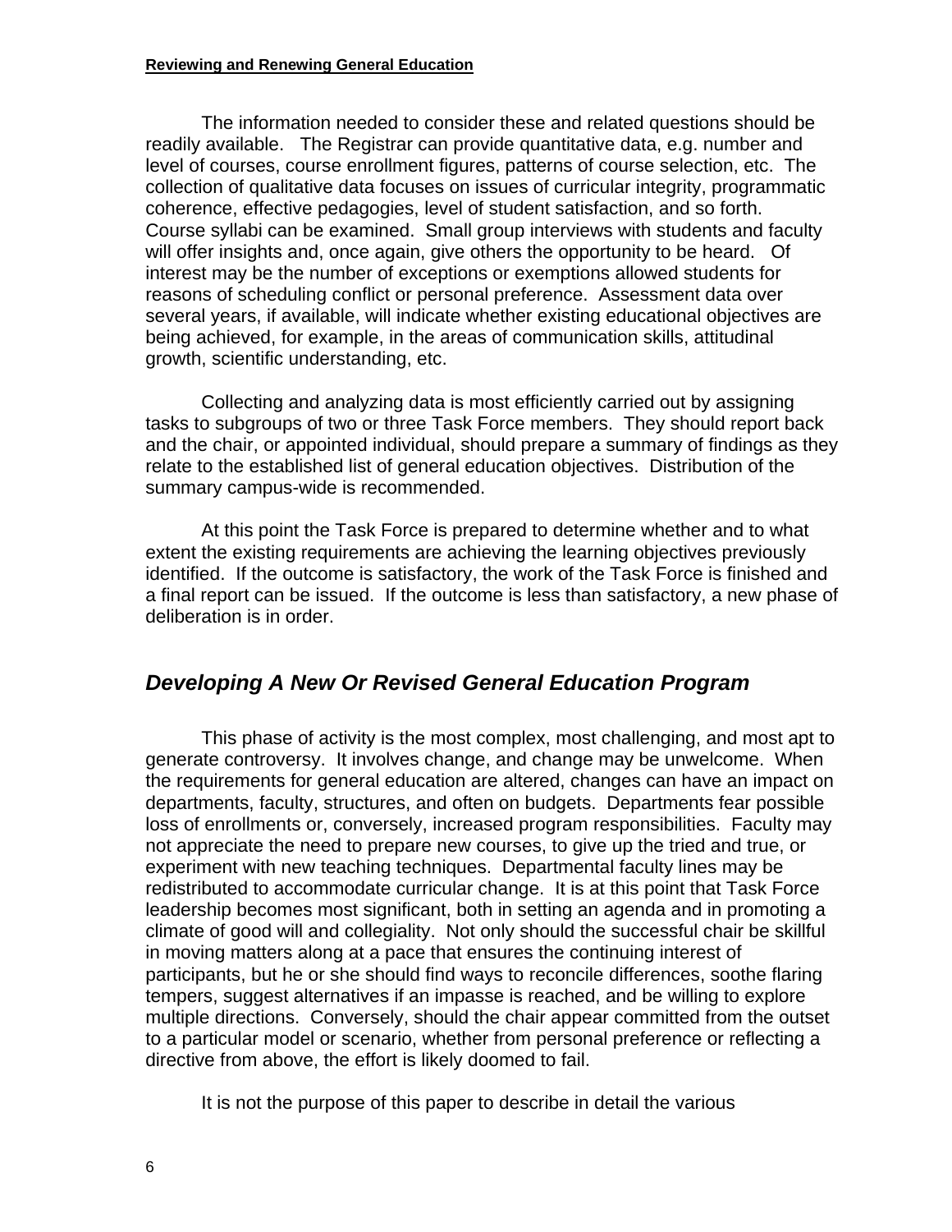The information needed to consider these and related questions should be readily available. The Registrar can provide quantitative data, e.g. number and level of courses, course enrollment figures, patterns of course selection, etc. The collection of qualitative data focuses on issues of curricular integrity, programmatic coherence, effective pedagogies, level of student satisfaction, and so forth. Course syllabi can be examined. Small group interviews with students and faculty will offer insights and, once again, give others the opportunity to be heard. Of interest may be the number of exceptions or exemptions allowed students for reasons of scheduling conflict or personal preference. Assessment data over several years, if available, will indicate whether existing educational objectives are being achieved, for example, in the areas of communication skills, attitudinal growth, scientific understanding, etc.

Collecting and analyzing data is most efficiently carried out by assigning tasks to subgroups of two or three Task Force members. They should report back and the chair, or appointed individual, should prepare a summary of findings as they relate to the established list of general education objectives. Distribution of the summary campus-wide is recommended.

At this point the Task Force is prepared to determine whether and to what extent the existing requirements are achieving the learning objectives previously identified. If the outcome is satisfactory, the work of the Task Force is finished and a final report can be issued. If the outcome is less than satisfactory, a new phase of deliberation is in order.

## *Developing A New Or Revised General Education Program*

This phase of activity is the most complex, most challenging, and most apt to generate controversy. It involves change, and change may be unwelcome. When the requirements for general education are altered, changes can have an impact on departments, faculty, structures, and often on budgets. Departments fear possible loss of enrollments or, conversely, increased program responsibilities. Faculty may not appreciate the need to prepare new courses, to give up the tried and true, or experiment with new teaching techniques. Departmental faculty lines may be redistributed to accommodate curricular change. It is at this point that Task Force leadership becomes most significant, both in setting an agenda and in promoting a climate of good will and collegiality. Not only should the successful chair be skillful in moving matters along at a pace that ensures the continuing interest of participants, but he or she should find ways to reconcile differences, soothe flaring tempers, suggest alternatives if an impasse is reached, and be willing to explore multiple directions. Conversely, should the chair appear committed from the outset to a particular model or scenario, whether from personal preference or reflecting a directive from above, the effort is likely doomed to fail.

It is not the purpose of this paper to describe in detail the various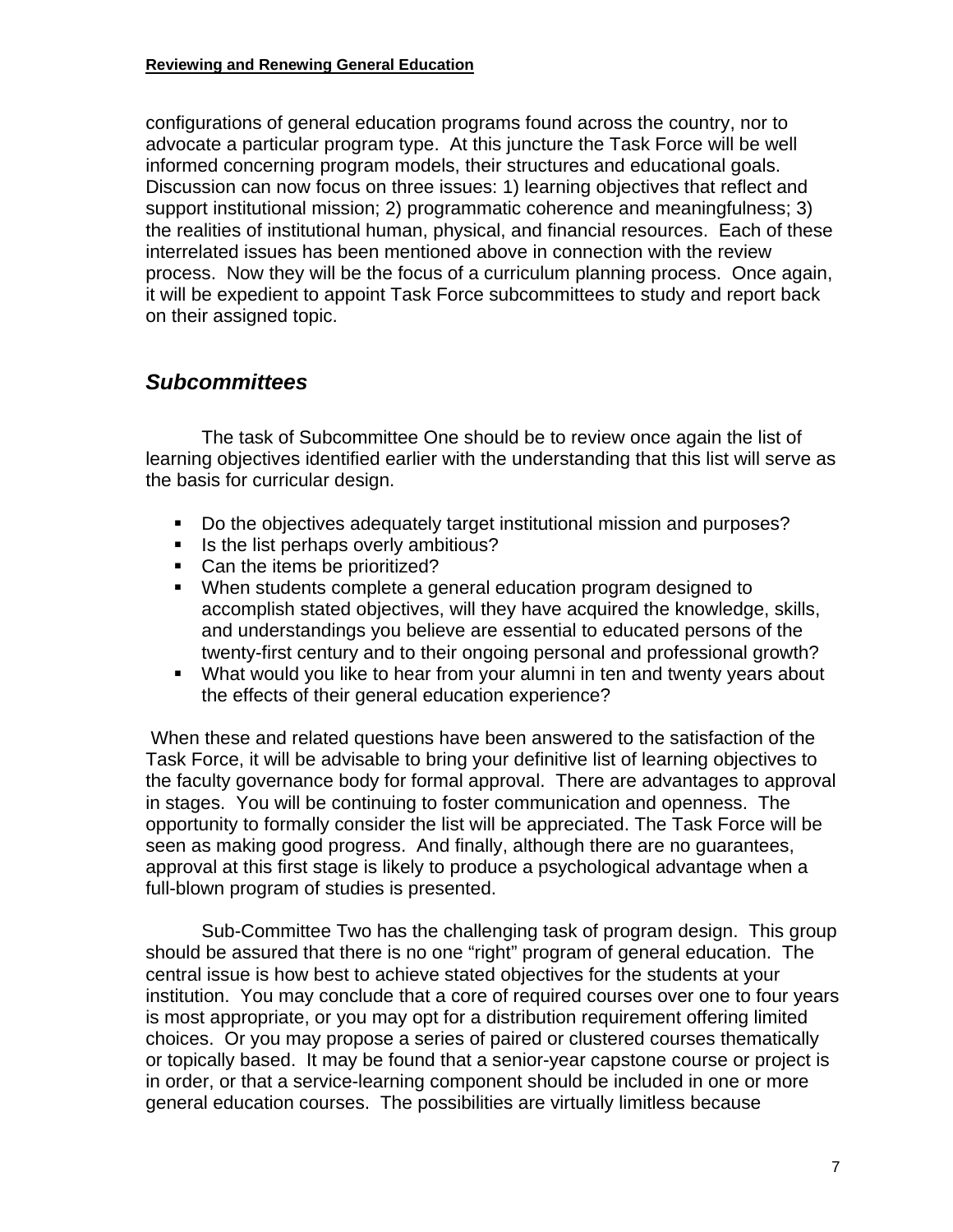configurations of general education programs found across the country, nor to advocate a particular program type. At this juncture the Task Force will be well informed concerning program models, their structures and educational goals. Discussion can now focus on three issues: 1) learning objectives that reflect and support institutional mission; 2) programmatic coherence and meaningfulness; 3) the realities of institutional human, physical, and financial resources. Each of these interrelated issues has been mentioned above in connection with the review process. Now they will be the focus of a curriculum planning process. Once again, it will be expedient to appoint Task Force subcommittees to study and report back on their assigned topic.

## *Subcommittees*

The task of Subcommittee One should be to review once again the list of learning objectives identified earlier with the understanding that this list will serve as the basis for curricular design.

- Do the objectives adequately target institutional mission and purposes?
- Is the list perhaps overly ambitious?
- Can the items be prioritized?
- When students complete a general education program designed to accomplish stated objectives, will they have acquired the knowledge, skills, and understandings you believe are essential to educated persons of the twenty-first century and to their ongoing personal and professional growth?
- What would you like to hear from your alumni in ten and twenty years about the effects of their general education experience?

When these and related questions have been answered to the satisfaction of the Task Force, it will be advisable to bring your definitive list of learning objectives to the faculty governance body for formal approval. There are advantages to approval in stages. You will be continuing to foster communication and openness. The opportunity to formally consider the list will be appreciated. The Task Force will be seen as making good progress. And finally, although there are no guarantees, approval at this first stage is likely to produce a psychological advantage when a full-blown program of studies is presented.

Sub-Committee Two has the challenging task of program design. This group should be assured that there is no one "right" program of general education. The central issue is how best to achieve stated objectives for the students at your institution. You may conclude that a core of required courses over one to four years is most appropriate, or you may opt for a distribution requirement offering limited choices. Or you may propose a series of paired or clustered courses thematically or topically based. It may be found that a senior-year capstone course or project is in order, or that a service-learning component should be included in one or more general education courses. The possibilities are virtually limitless because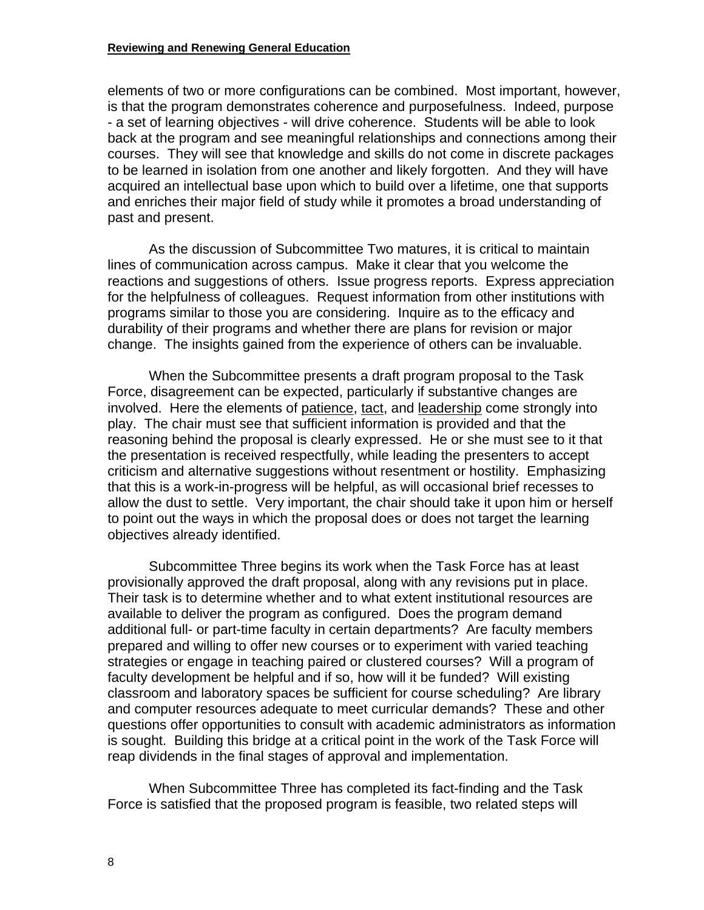elements of two or more configurations can be combined. Most important, however, is that the program demonstrates coherence and purposefulness. Indeed, purpose - a set of learning objectives - will drive coherence. Students will be able to look back at the program and see meaningful relationships and connections among their courses. They will see that knowledge and skills do not come in discrete packages to be learned in isolation from one another and likely forgotten. And they will have acquired an intellectual base upon which to build over a lifetime, one that supports and enriches their major field of study while it promotes a broad understanding of past and present.

As the discussion of Subcommittee Two matures, it is critical to maintain lines of communication across campus. Make it clear that you welcome the reactions and suggestions of others. Issue progress reports. Express appreciation for the helpfulness of colleagues. Request information from other institutions with programs similar to those you are considering. Inquire as to the efficacy and durability of their programs and whether there are plans for revision or major change. The insights gained from the experience of others can be invaluable.

When the Subcommittee presents a draft program proposal to the Task Force, disagreement can be expected, particularly if substantive changes are involved. Here the elements of <u>patience</u>, <u>tact</u>, and <u>leadership</u> come strongly into play. The chair must see that sufficient information is provided and that the reasoning behind the proposal is clearly expressed. He or she must see to it that the presentation is received respectfully, while leading the presenters to accept criticism and alternative suggestions without resentment or hostility. Emphasizing that this is a work-in-progress will be helpful, as will occasional brief recesses to allow the dust to settle. Very important, the chair should take it upon him or herself to point out the ways in which the proposal does or does not target the learning objectives already identified.

Subcommittee Three begins its work when the Task Force has at least provisionally approved the draft proposal, along with any revisions put in place. Their task is to determine whether and to what extent institutional resources are available to deliver the program as configured. Does the program demand additional full- or part-time faculty in certain departments? Are faculty members prepared and willing to offer new courses or to experiment with varied teaching strategies or engage in teaching paired or clustered courses? Will a program of faculty development be helpful and if so, how will it be funded? Will existing classroom and laboratory spaces be sufficient for course scheduling? Are library and computer resources adequate to meet curricular demands? These and other questions offer opportunities to consult with academic administrators as information is sought. Building this bridge at a critical point in the work of the Task Force will reap dividends in the final stages of approval and implementation.

When Subcommittee Three has completed its fact-finding and the Task Force is satisfied that the proposed program is feasible, two related steps will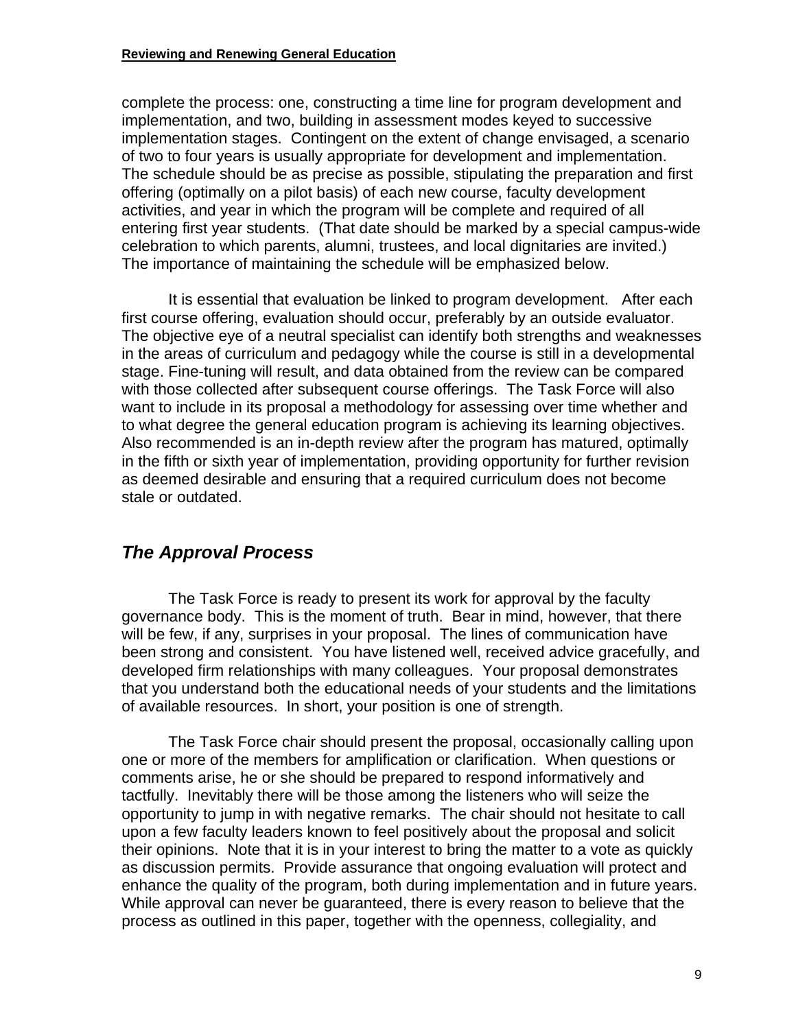complete the process: one, constructing a time line for program development and implementation, and two, building in assessment modes keyed to successive implementation stages. Contingent on the extent of change envisaged, a scenario of two to four years is usually appropriate for development and implementation. The schedule should be as precise as possible, stipulating the preparation and first offering (optimally on a pilot basis) of each new course, faculty development activities, and year in which the program will be complete and required of all entering first year students. (That date should be marked by a special campus-wide celebration to which parents, alumni, trustees, and local dignitaries are invited.) The importance of maintaining the schedule will be emphasized below.

It is essential that evaluation be linked to program development. After each first course offering, evaluation should occur, preferably by an outside evaluator. The objective eye of a neutral specialist can identify both strengths and weaknesses in the areas of curriculum and pedagogy while the course is still in a developmental stage. Fine-tuning will result, and data obtained from the review can be compared with those collected after subsequent course offerings. The Task Force will also want to include in its proposal a methodology for assessing over time whether and to what degree the general education program is achieving its learning objectives. Also recommended is an in-depth review after the program has matured, optimally in the fifth or sixth year of implementation, providing opportunity for further revision as deemed desirable and ensuring that a required curriculum does not become stale or outdated.

## *The Approval Process*

The Task Force is ready to present its work for approval by the faculty governance body. This is the moment of truth. Bear in mind, however, that there will be few, if any, surprises in your proposal. The lines of communication have been strong and consistent. You have listened well, received advice gracefully, and developed firm relationships with many colleagues. Your proposal demonstrates that you understand both the educational needs of your students and the limitations of available resources. In short, your position is one of strength.

The Task Force chair should present the proposal, occasionally calling upon one or more of the members for amplification or clarification. When questions or comments arise, he or she should be prepared to respond informatively and tactfully. Inevitably there will be those among the listeners who will seize the opportunity to jump in with negative remarks. The chair should not hesitate to call upon a few faculty leaders known to feel positively about the proposal and solicit their opinions. Note that it is in your interest to bring the matter to a vote as quickly as discussion permits. Provide assurance that ongoing evaluation will protect and enhance the quality of the program, both during implementation and in future years. While approval can never be guaranteed, there is every reason to believe that the process as outlined in this paper, together with the openness, collegiality, and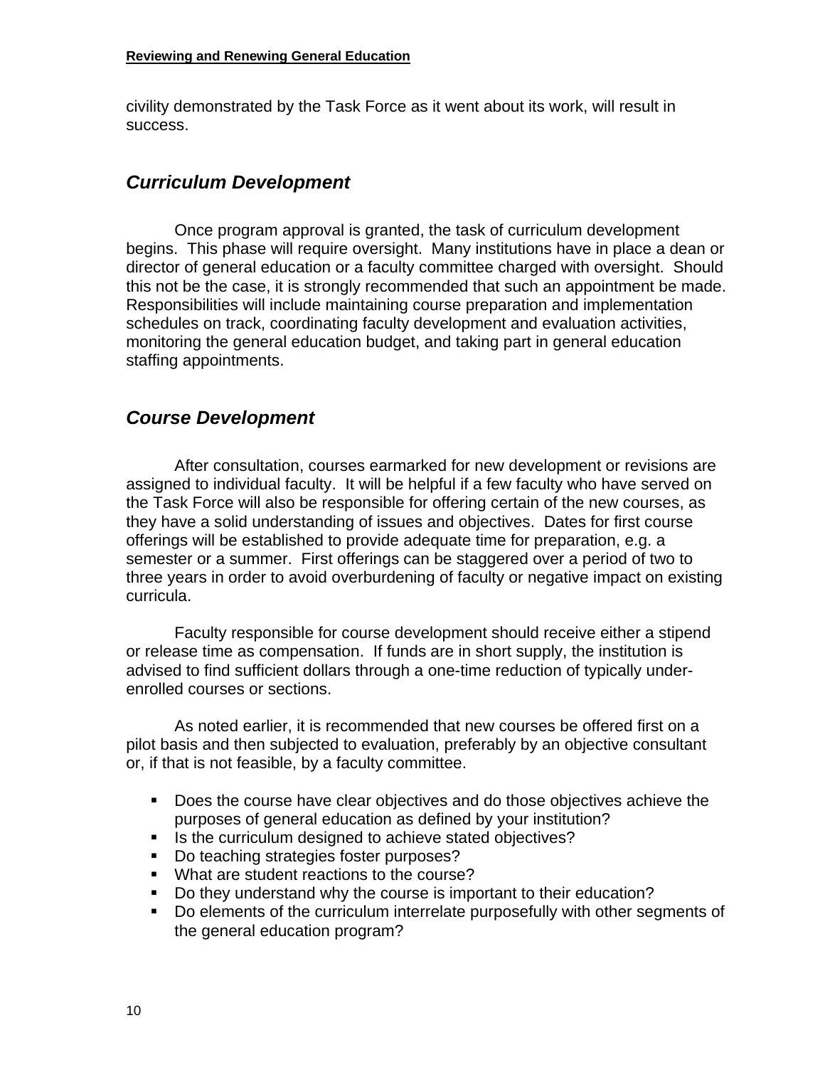civility demonstrated by the Task Force as it went about its work, will result in success.

## *Curriculum Development*

Once program approval is granted, the task of curriculum development begins. This phase will require oversight. Many institutions have in place a dean or director of general education or a faculty committee charged with oversight. Should this not be the case, it is strongly recommended that such an appointment be made. Responsibilities will include maintaining course preparation and implementation schedules on track, coordinating faculty development and evaluation activities, monitoring the general education budget, and taking part in general education staffing appointments.

## *Course Development*

After consultation, courses earmarked for new development or revisions are assigned to individual faculty. It will be helpful if a few faculty who have served on the Task Force will also be responsible for offering certain of the new courses, as they have a solid understanding of issues and objectives. Dates for first course offerings will be established to provide adequate time for preparation, e.g. a semester or a summer. First offerings can be staggered over a period of two to three years in order to avoid overburdening of faculty or negative impact on existing curricula.

Faculty responsible for course development should receive either a stipend or release time as compensation. If funds are in short supply, the institution is advised to find sufficient dollars through a one-time reduction of typically under-enrolled courses or sections.

As noted earlier, it is recommended that new courses be offered first on a pilot basis and then subjected to evaluation, preferably by an objective consultant or, if that is not feasible, by a faculty committee.

- Does the course have clear objectives and do those objectives achieve the purposes of general education as defined by your institution?
- Is the curriculum designed to achieve stated objectives?
- Do teaching strategies foster purposes?
- What are student reactions to the course?
- Do they understand why the course is important to their education?
- Do elements of the curriculum interrelate purposefully with other segments of the general education program?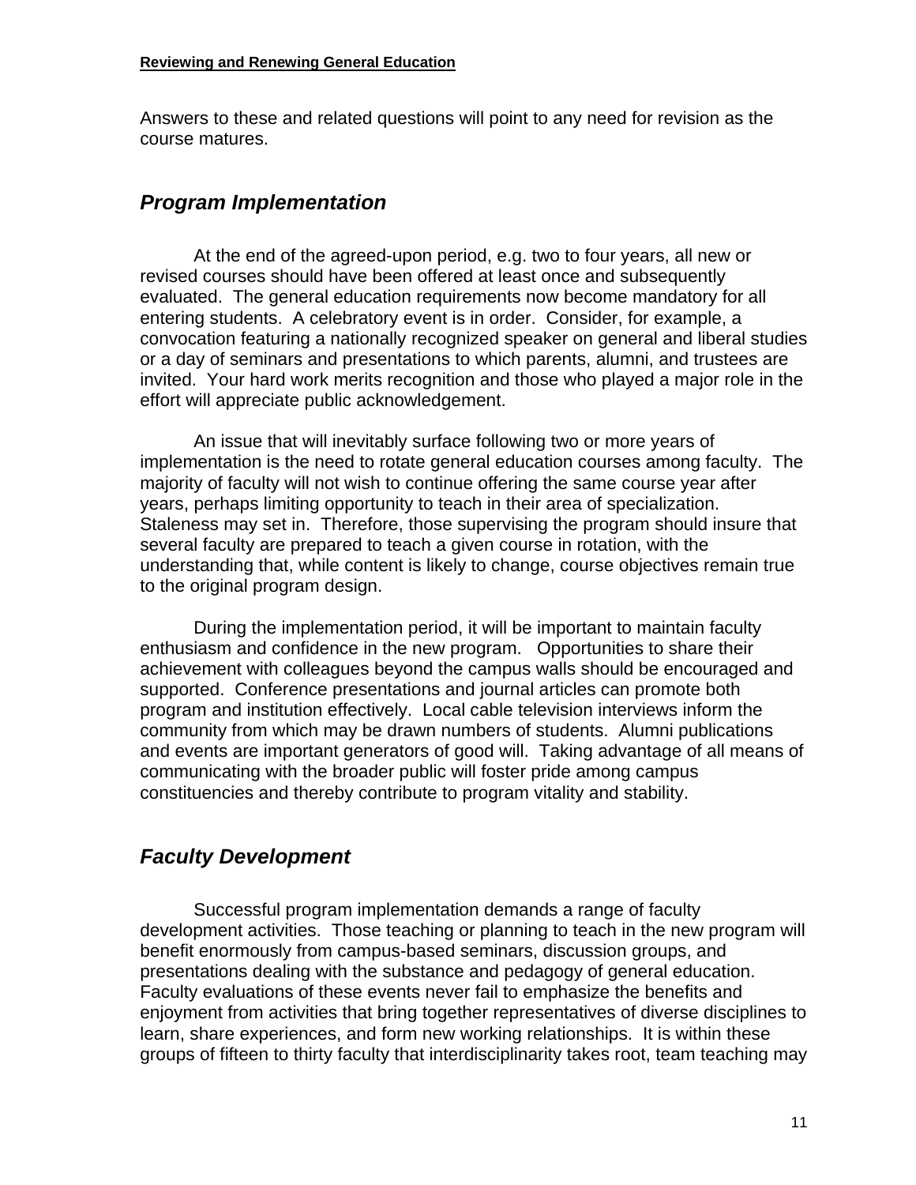Answers to these and related questions will point to any need for revision as the course matures.

## *Program Implementation*

At the end of the agreed-upon period, e.g. two to four years, all new or revised courses should have been offered at least once and subsequently evaluated. The general education requirements now become mandatory for all entering students. A celebratory event is in order. Consider, for example, a convocation featuring a nationally recognized speaker on general and liberal studies or a day of seminars and presentations to which parents, alumni, and trustees are invited. Your hard work merits recognition and those who played a major role in the effort will appreciate public acknowledgement.

An issue that will inevitably surface following two or more years of implementation is the need to rotate general education courses among faculty. The majority of faculty will not wish to continue offering the same course year after years, perhaps limiting opportunity to teach in their area of specialization. Staleness may set in. Therefore, those supervising the program should insure that several faculty are prepared to teach a given course in rotation, with the understanding that, while content is likely to change, course objectives remain true to the original program design.

During the implementation period, it will be important to maintain faculty enthusiasm and confidence in the new program. Opportunities to share their achievement with colleagues beyond the campus walls should be encouraged and supported. Conference presentations and journal articles can promote both program and institution effectively. Local cable television interviews inform the community from which may be drawn numbers of students. Alumni publications and events are important generators of good will. Taking advantage of all means of communicating with the broader public will foster pride among campus constituencies and thereby contribute to program vitality and stability.

## *Faculty Development*

Successful program implementation demands a range of faculty development activities. Those teaching or planning to teach in the new program will benefit enormously from campus-based seminars, discussion groups, and presentations dealing with the substance and pedagogy of general education. Faculty evaluations of these events never fail to emphasize the benefits and enjoyment from activities that bring together representatives of diverse disciplines to learn, share experiences, and form new working relationships. It is within these groups of fifteen to thirty faculty that interdisciplinarity takes root, team teaching may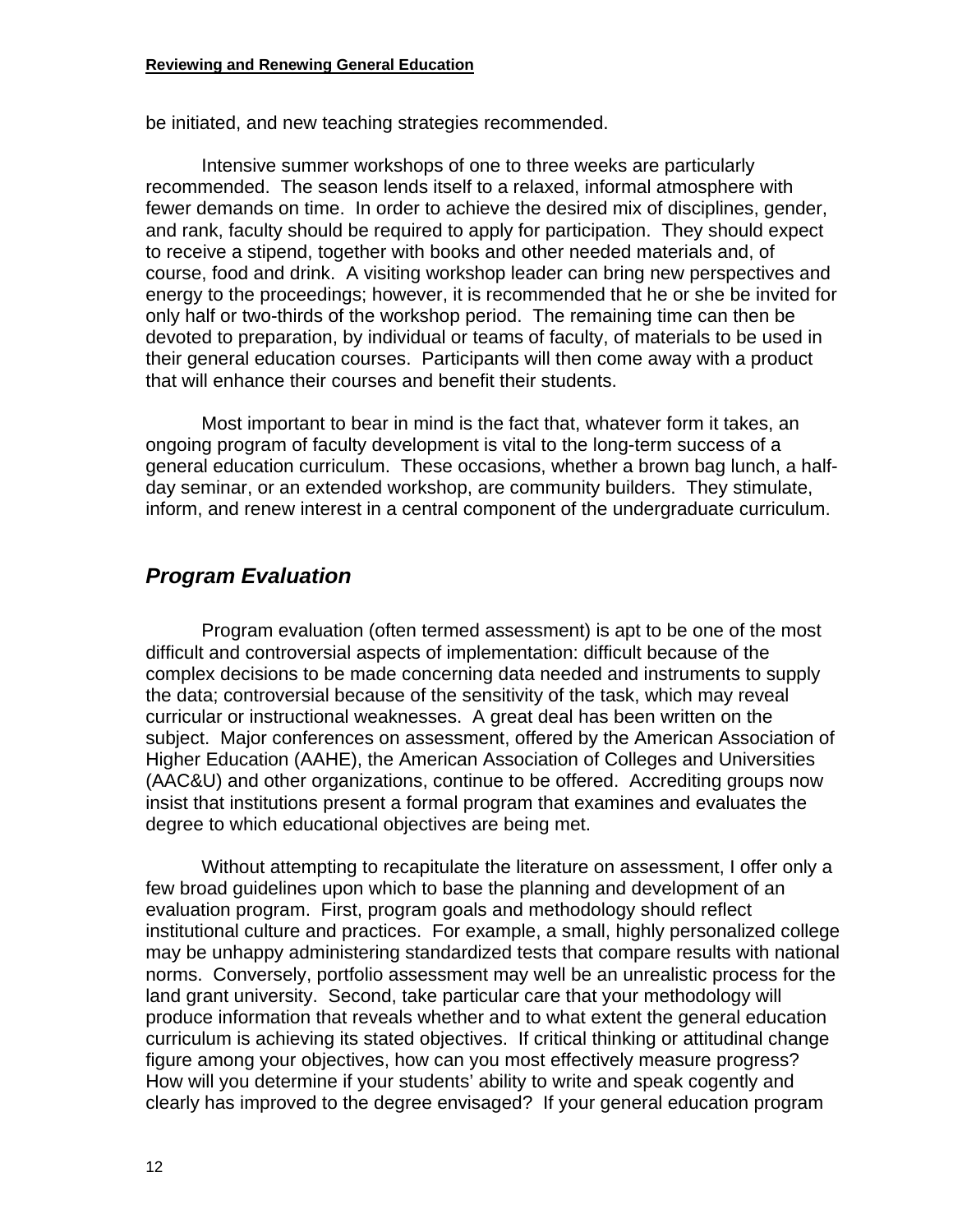be initiated, and new teaching strategies recommended.

Intensive summer workshops of one to three weeks are particularly recommended. The season lends itself to a relaxed, informal atmosphere with fewer demands on time. In order to achieve the desired mix of disciplines, gender, and rank, faculty should be required to apply for participation. They should expect to receive a stipend, together with books and other needed materials and, of course, food and drink. A visiting workshop leader can bring new perspectives and energy to the proceedings; however, it is recommended that he or she be invited for only half or two-thirds of the workshop period. The remaining time can then be devoted to preparation, by individual or teams of faculty, of materials to be used in their general education courses. Participants will then come away with a product that will enhance their courses and benefit their students.

Most important to bear in mind is the fact that, whatever form it takes, an ongoing program of faculty development is vital to the long-term success of a general education curriculum. These occasions, whether a brown bag lunch, a half-day seminar, or an extended workshop, are community builders. They stimulate, inform, and renew interest in a central component of the undergraduate curriculum.

## *Program Evaluation*

Program evaluation (often termed assessment) is apt to be one of the most difficult and controversial aspects of implementation: difficult because of the complex decisions to be made concerning data needed and instruments to supply the data; controversial because of the sensitivity of the task, which may reveal curricular or instructional weaknesses. A great deal has been written on the subject. Major conferences on assessment, offered by the American Association of Higher Education (AAHE), the American Association of Colleges and Universities (AAC&U) and other organizations, continue to be offered. Accrediting groups now insist that institutions present a formal program that examines and evaluates the degree to which educational objectives are being met.

Without attempting to recapitulate the literature on assessment, I offer only a few broad guidelines upon which to base the planning and development of an evaluation program. First, program goals and methodology should reflect institutional culture and practices. For example, a small, highly personalized college may be unhappy administering standardized tests that compare results with national norms. Conversely, portfolio assessment may well be an unrealistic process for the land grant university. Second, take particular care that your methodology will produce information that reveals whether and to what extent the general education curriculum is achieving its stated objectives. If critical thinking or attitudinal change figure among your objectives, how can you most effectively measure progress? How will you determine if your students' ability to write and speak cogently and clearly has improved to the degree envisaged? If your general education program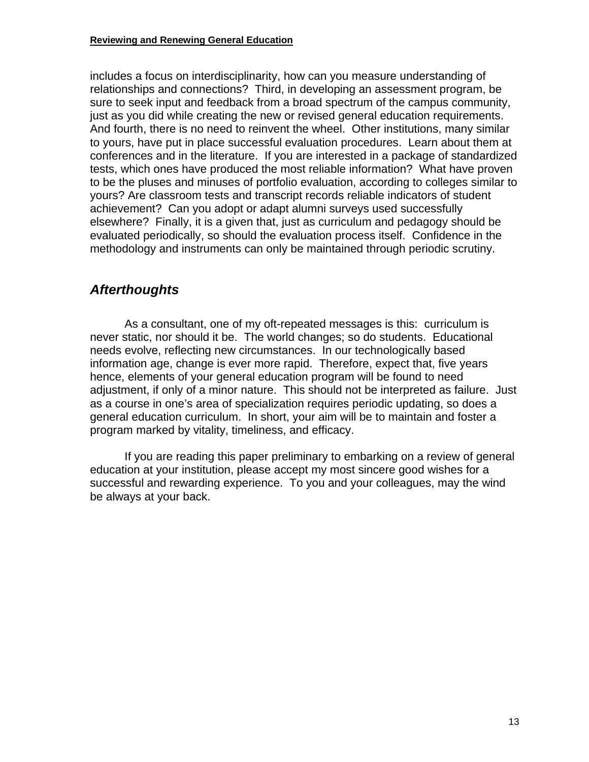includes a focus on interdisciplinarity, how can you measure understanding of relationships and connections? Third, in developing an assessment program, be sure to seek input and feedback from a broad spectrum of the campus community, just as you did while creating the new or revised general education requirements. And fourth, there is no need to reinvent the wheel. Other institutions, many similar to yours, have put in place successful evaluation procedures. Learn about them at conferences and in the literature. If you are interested in a package of standardized tests, which ones have produced the most reliable information? What have proven to be the pluses and minuses of portfolio evaluation, according to colleges similar to yours? Are classroom tests and transcript records reliable indicators of student achievement? Can you adopt or adapt alumni surveys used successfully elsewhere? Finally, it is a given that, just as curriculum and pedagogy should be evaluated periodically, so should the evaluation process itself. Confidence in the methodology and instruments can only be maintained through periodic scrutiny.

## *Afterthoughts*

As a consultant, one of my oft-repeated messages is this: curriculum is never static, nor should it be. The world changes; so do students. Educational needs evolve, reflecting new circumstances. In our technologically based information age, change is ever more rapid. Therefore, expect that, five years hence, elements of your general education program will be found to need adjustment, if only of a minor nature. This should not be interpreted as failure. Just as a course in one's area of specialization requires periodic updating, so does a general education curriculum. In short, your aim will be to maintain and foster a program marked by vitality, timeliness, and efficacy.

If you are reading this paper preliminary to embarking on a review of general education at your institution, please accept my most sincere good wishes for a successful and rewarding experience. To you and your colleagues, may the wind be always at your back.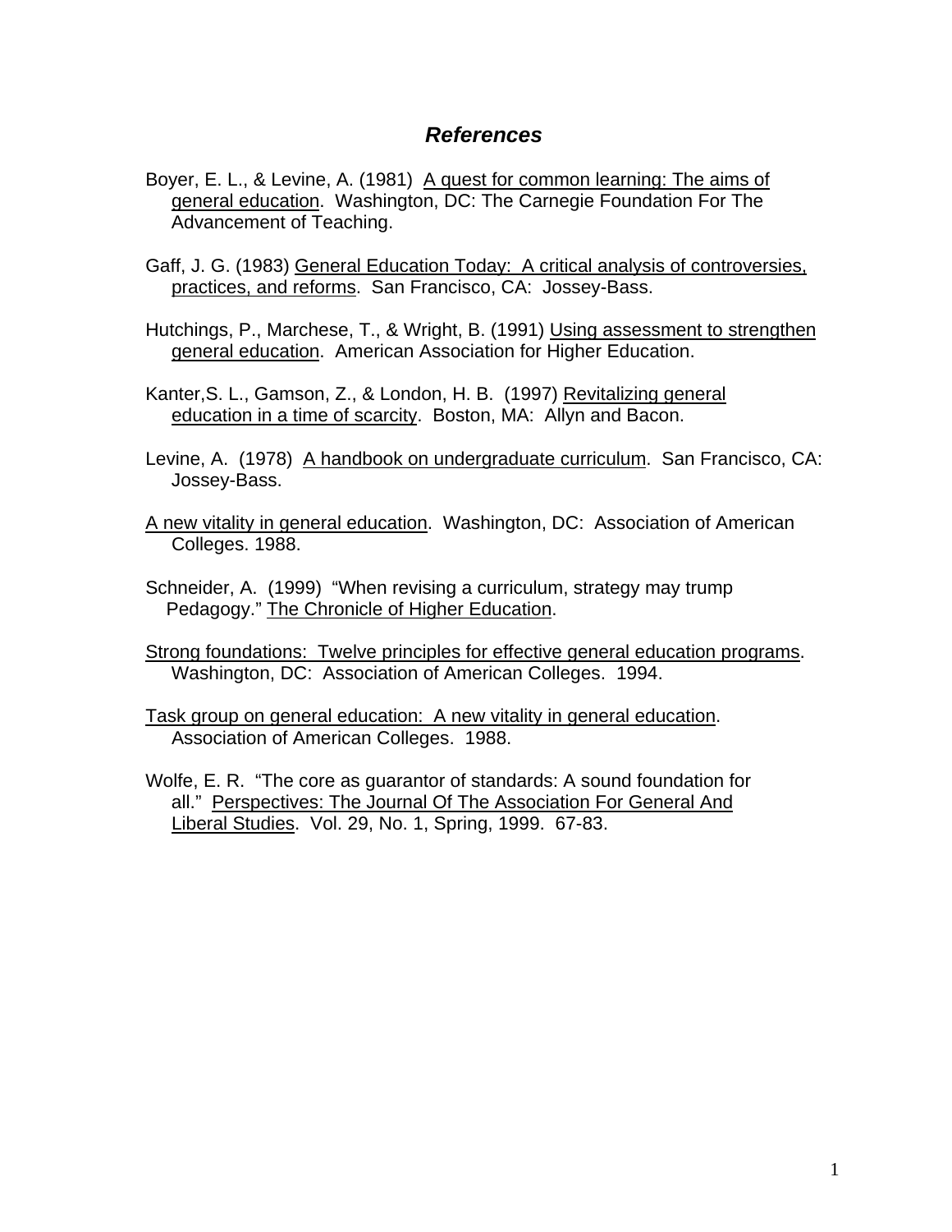## *References*

Boyer, E. L., & Levine, A. (1981) A quest for common learning: The aims of general education. Washington, DC: The Carnegie Foundation For The Advancement of Teaching.

Gaff, J. G. (1983) General Education Today: A critical analysis of controversies, practices, and reforms. San Francisco, CA: Jossey-Bass.

Hutchings, P., Marchese, T., & Wright, B. (1991) Using assessment to strengthen general education. American Association for Higher Education.

Kanter,S. L., Gamson, Z., & London, H. B. (1997) Revitalizing general education in a time of scarcity. Boston, MA: Allyn and Bacon.

Levine, A. (1978) A handbook on undergraduate curriculum. San Francisco, CA: Jossey-Bass.

A new vitality in general education. Washington, DC: Association of American Colleges. 1988.

Schneider, A. (1999) "When revising a curriculum, strategy may trump Pedagogy." The Chronicle of Higher Education.

Strong foundations: Twelve principles for effective general education programs. Washington, DC: Association of American Colleges. 1994.

Task group on general education: A new vitality in general education. Association of American Colleges. 1988.

Wolfe, E. R. "The core as guarantor of standards: A sound foundation for all." Perspectives: The Journal Of The Association For General And Liberal Studies. Vol. 29, No. 1, Spring, 1999. 67-83.